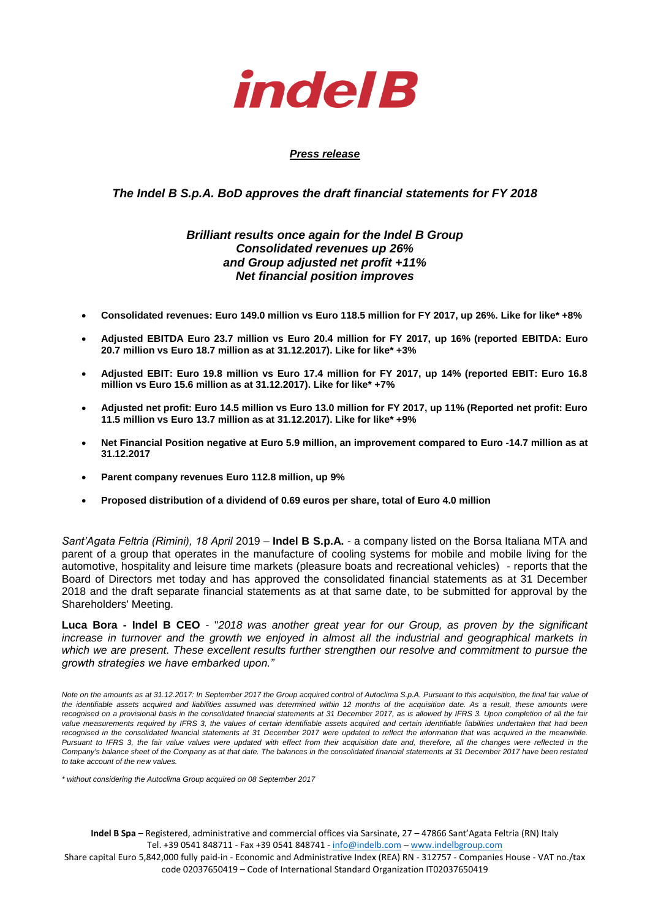**indelB**

***Press release***

***The Indel B S.p.A. BoD approves the draft financial statements for FY 2018***

***Brilliant results once again for the Indel B Group***
***Consolidated revenues up 26%***
***and Group adjusted net profit +11%***
***Net financial position improves***

- **Consolidated revenues: Euro 149.0 million vs Euro 118.5 million for FY 2017, up 26%. Like for like\* +8%**
- **Adjusted EBITDA Euro 23.7 million vs Euro 20.4 million for FY 2017, up 16% (reported EBITDA: Euro 20.7 million vs Euro 18.7 million as at 31.12.2017). Like for like\* +3%**
- **Adjusted EBIT: Euro 19.8 million vs Euro 17.4 million for FY 2017, up 14% (reported EBIT: Euro 16.8 million vs Euro 15.6 million as at 31.12.2017). Like for like\* +7%**
- **Adjusted net profit: Euro 14.5 million vs Euro 13.0 million for FY 2017, up 11% (Reported net profit: Euro 11.5 million vs Euro 13.7 million as at 31.12.2017). Like for like\* +9%**
- **Net Financial Position negative at Euro 5.9 million, an improvement compared to Euro -14.7 million as at 31.12.2017**
- **Parent company revenues Euro 112.8 million, up 9%**
- **Proposed distribution of a dividend of 0.69 euros per share, total of Euro 4.0 million**

*Sant'Agata Feltria (Rimini), 18 April* 2019 – **Indel B S.p.A.** - a company listed on the Borsa Italiana MTA and parent of a group that operates in the manufacture of cooling systems for mobile and mobile living for the automotive, hospitality and leisure time markets (pleasure boats and recreational vehicles) - reports that the Board of Directors met today and has approved the consolidated financial statements as at 31 December 2018 and the draft separate financial statements as at that same date, to be submitted for approval by the Shareholders' Meeting.

**Luca Bora - Indel B CEO** - "*2018 was another great year for our Group, as proven by the significant increase in turnover and the growth we enjoyed in almost all the industrial and geographical markets in which we are present. These excellent results further strengthen our resolve and commitment to pursue the growth strategies we have embarked upon."*

*Note on the amounts as at 31.12.2017: In September 2017 the Group acquired control of Autoclima S.p.A. Pursuant to this acquisition, the final fair value of the identifiable assets acquired and liabilities assumed was determined within 12 months of the acquisition date. As a result, these amounts were recognised on a provisional basis in the consolidated financial statements at 31 December 2017, as is allowed by IFRS 3. Upon completion of all the fair value measurements required by IFRS 3, the values of certain identifiable assets acquired and certain identifiable liabilities undertaken that had been recognised in the consolidated financial statements at 31 December 2017 were updated to reflect the information that was acquired in the meanwhile. Pursuant to IFRS 3, the fair value values were updated with effect from their acquisition date and, therefore, all the changes were reflected in the Company's balance sheet of the Company as at that date. The balances in the consolidated financial statements at 31 December 2017 have been restated to take account of the new values.*

*\* without considering the Autoclima Group acquired on 08 September 2017*

**Indel B Spa** – Registered, administrative and commercial offices via Sarsinate, 27 – 47866 Sant'Agata Feltria (RN) Italy
Tel. +39 0541 848711 - Fax +39 0541 848741 - info@indelb.com – www.indelbgroup.com
Share capital Euro 5,842,000 fully paid-in - Economic and Administrative Index (REA) RN - 312757 - Companies House - VAT no./tax code 02037650419 – Code of International Standard Organization IT02037650419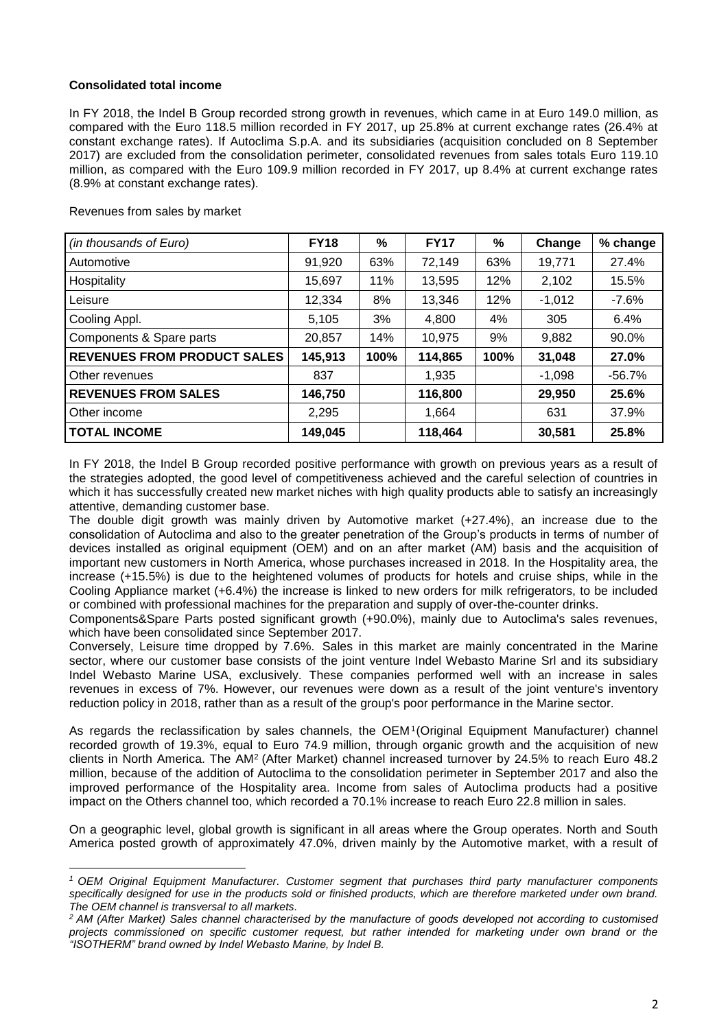**Consolidated total income**

In FY 2018, the Indel B Group recorded strong growth in revenues, which came in at Euro 149.0 million, as compared with the Euro 118.5 million recorded in FY 2017, up 25.8% at current exchange rates (26.4% at constant exchange rates). If Autoclima S.p.A. and its subsidiaries (acquisition concluded on 8 September 2017) are excluded from the consolidation perimeter, consolidated revenues from sales totals Euro 119.10 million, as compared with the Euro 109.9 million recorded in FY 2017, up 8.4% at current exchange rates (8.9% at constant exchange rates).

Revenues from sales by market

| *(in thousands of Euro)* | **FY18** | **%** | **FY17** | **%** | **Change** | **% change** |
|---|---|---|---|---|---|---|
| Automotive | 91,920 | 63% | 72,149 | 63% | 19,771 | 27.4% |
| Hospitality | 15,697 | 11% | 13,595 | 12% | 2,102 | 15.5% |
| Leisure | 12,334 | 8% | 13,346 | 12% | -1,012 | -7.6% |
| Cooling Appl. | 5,105 | 3% | 4,800 | 4% | 305 | 6.4% |
| Components & Spare parts | 20,857 | 14% | 10,975 | 9% | 9,882 | 90.0% |
| **REVENUES FROM PRODUCT SALES** | **145,913** | **100%** | **114,865** | **100%** | **31,048** | **27.0%** |
| Other revenues | 837 | | 1,935 | | -1,098 | -56.7% |
| **REVENUES FROM SALES** | **146,750** | | **116,800** | | **29,950** | **25.6%** |
| Other income | 2,295 | | 1,664 | | 631 | 37.9% |
| **TOTAL INCOME** | **149,045** | | **118,464** | | **30,581** | **25.8%** |

In FY 2018, the Indel B Group recorded positive performance with growth on previous years as a result of the strategies adopted, the good level of competitiveness achieved and the careful selection of countries in which it has successfully created new market niches with high quality products able to satisfy an increasingly attentive, demanding customer base.

The double digit growth was mainly driven by Automotive market (+27.4%), an increase due to the consolidation of Autoclima and also to the greater penetration of the Group's products in terms of number of devices installed as original equipment (OEM) and on an after market (AM) basis and the acquisition of important new customers in North America, whose purchases increased in 2018. In the Hospitality area, the increase (+15.5%) is due to the heightened volumes of products for hotels and cruise ships, while in the Cooling Appliance market (+6.4%) the increase is linked to new orders for milk refrigerators, to be included or combined with professional machines for the preparation and supply of over-the-counter drinks.

Components&Spare Parts posted significant growth (+90.0%), mainly due to Autoclima's sales revenues, which have been consolidated since September 2017.

Conversely, Leisure time dropped by 7.6%. Sales in this market are mainly concentrated in the Marine sector, where our customer base consists of the joint venture Indel Webasto Marine Srl and its subsidiary Indel Webasto Marine USA, exclusively. These companies performed well with an increase in sales revenues in excess of 7%. However, our revenues were down as a result of the joint venture's inventory reduction policy in 2018, rather than as a result of the group's poor performance in the Marine sector.

As regards the reclassification by sales channels, the OEM[1](Original Equipment Manufacturer) channel recorded growth of 19.3%, equal to Euro 74.9 million, through organic growth and the acquisition of new clients in North America. The AM[2] (After Market) channel increased turnover by 24.5% to reach Euro 48.2 million, because of the addition of Autoclima to the consolidation perimeter in September 2017 and also the improved performance of the Hospitality area. Income from sales of Autoclima products had a positive impact on the Others channel too, which recorded a 70.1% increase to reach Euro 22.8 million in sales.

On a geographic level, global growth is significant in all areas where the Group operates. North and South America posted growth of approximately 47.0%, driven mainly by the Automotive market, with a result of

*[1] OEM Original Equipment Manufacturer. Customer segment that purchases third party manufacturer components specifically designed for use in the products sold or finished products, which are therefore marketed under own brand. The OEM channel is transversal to all markets.*

*[2] AM (After Market) Sales channel characterised by the manufacture of goods developed not according to customised projects commissioned on specific customer request, but rather intended for marketing under own brand or the "ISOTHERM" brand owned by Indel Webasto Marine, by Indel B.*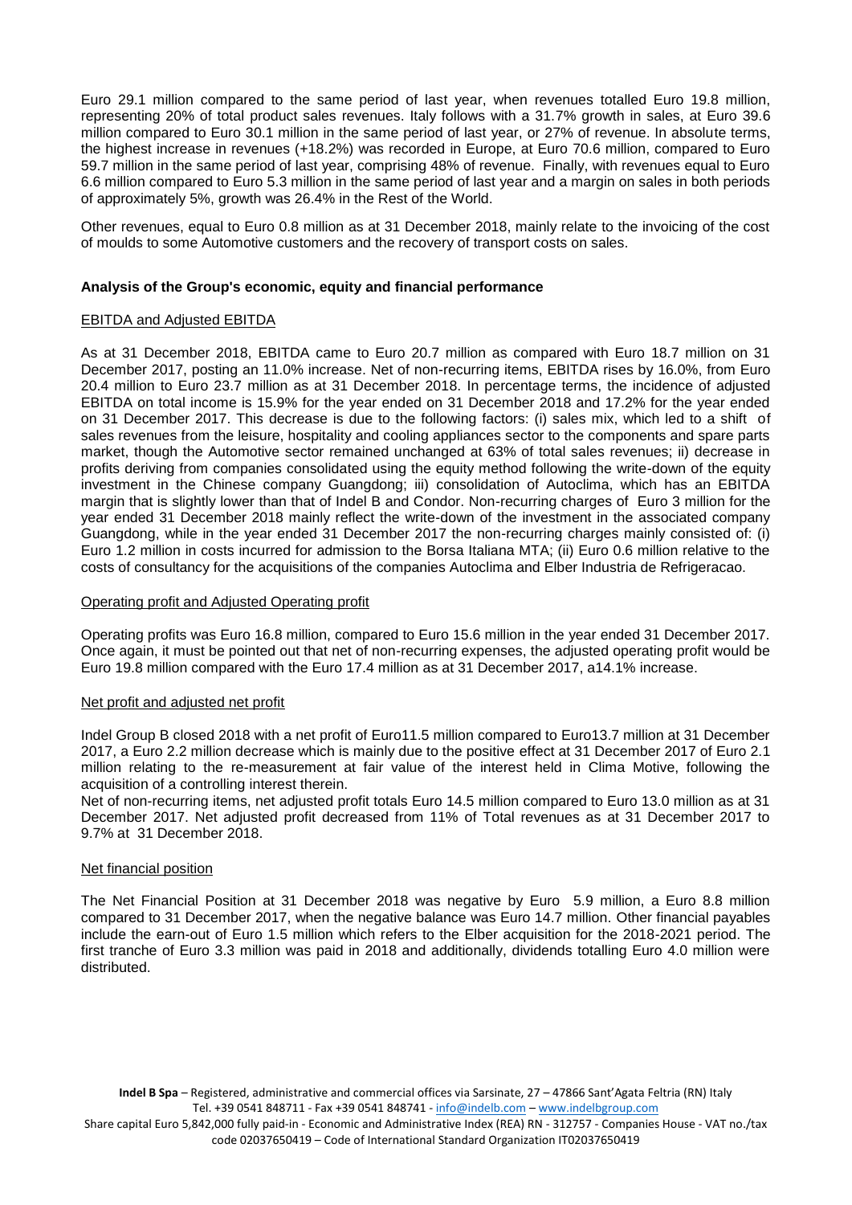Euro 29.1 million compared to the same period of last year, when revenues totalled Euro 19.8 million, representing 20% of total product sales revenues. Italy follows with a 31.7% growth in sales, at Euro 39.6 million compared to Euro 30.1 million in the same period of last year, or 27% of revenue. In absolute terms, the highest increase in revenues (+18.2%) was recorded in Europe, at Euro 70.6 million, compared to Euro 59.7 million in the same period of last year, comprising 48% of revenue. Finally, with revenues equal to Euro 6.6 million compared to Euro 5.3 million in the same period of last year and a margin on sales in both periods of approximately 5%, growth was 26.4% in the Rest of the World.

Other revenues, equal to Euro 0.8 million as at 31 December 2018, mainly relate to the invoicing of the cost of moulds to some Automotive customers and the recovery of transport costs on sales.

**Analysis of the Group's economic, equity and financial performance**

EBITDA and Adjusted EBITDA

As at 31 December 2018, EBITDA came to Euro 20.7 million as compared with Euro 18.7 million on 31 December 2017, posting an 11.0% increase. Net of non-recurring items, EBITDA rises by 16.0%, from Euro 20.4 million to Euro 23.7 million as at 31 December 2018. In percentage terms, the incidence of adjusted EBITDA on total income is 15.9% for the year ended on 31 December 2018 and 17.2% for the year ended on 31 December 2017. This decrease is due to the following factors: (i) sales mix, which led to a shift of sales revenues from the leisure, hospitality and cooling appliances sector to the components and spare parts market, though the Automotive sector remained unchanged at 63% of total sales revenues; ii) decrease in profits deriving from companies consolidated using the equity method following the write-down of the equity investment in the Chinese company Guangdong; iii) consolidation of Autoclima, which has an EBITDA margin that is slightly lower than that of Indel B and Condor. Non-recurring charges of Euro 3 million for the year ended 31 December 2018 mainly reflect the write-down of the investment in the associated company Guangdong, while in the year ended 31 December 2017 the non-recurring charges mainly consisted of: (i) Euro 1.2 million in costs incurred for admission to the Borsa Italiana MTA; (ii) Euro 0.6 million relative to the costs of consultancy for the acquisitions of the companies Autoclima and Elber Industria de Refrigeracao.

Operating profit and Adjusted Operating profit

Operating profits was Euro 16.8 million, compared to Euro 15.6 million in the year ended 31 December 2017. Once again, it must be pointed out that net of non-recurring expenses, the adjusted operating profit would be Euro 19.8 million compared with the Euro 17.4 million as at 31 December 2017, a14.1% increase.

Net profit and adjusted net profit

Indel Group B closed 2018 with a net profit of Euro11.5 million compared to Euro13.7 million at 31 December 2017, a Euro 2.2 million decrease which is mainly due to the positive effect at 31 December 2017 of Euro 2.1 million relating to the re-measurement at fair value of the interest held in Clima Motive, following the acquisition of a controlling interest therein.

Net of non-recurring items, net adjusted profit totals Euro 14.5 million compared to Euro 13.0 million as at 31 December 2017. Net adjusted profit decreased from 11% of Total revenues as at 31 December 2017 to 9.7% at 31 December 2018.

Net financial position

The Net Financial Position at 31 December 2018 was negative by Euro 5.9 million, a Euro 8.8 million compared to 31 December 2017, when the negative balance was Euro 14.7 million. Other financial payables include the earn-out of Euro 1.5 million which refers to the Elber acquisition for the 2018-2021 period. The first tranche of Euro 3.3 million was paid in 2018 and additionally, dividends totalling Euro 4.0 million were distributed.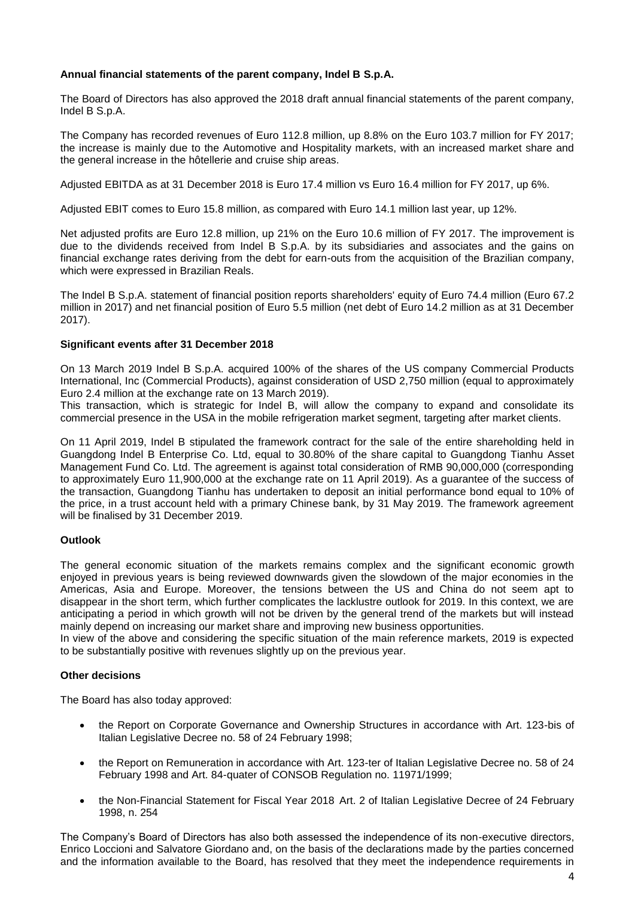**Annual financial statements of the parent company, Indel B S.p.A.**

The Board of Directors has also approved the 2018 draft annual financial statements of the parent company, Indel B S.p.A.

The Company has recorded revenues of Euro 112.8 million, up 8.8% on the Euro 103.7 million for FY 2017; the increase is mainly due to the Automotive and Hospitality markets, with an increased market share and the general increase in the hôtellerie and cruise ship areas.

Adjusted EBITDA as at 31 December 2018 is Euro 17.4 million vs Euro 16.4 million for FY 2017, up 6%.

Adjusted EBIT comes to Euro 15.8 million, as compared with Euro 14.1 million last year, up 12%.

Net adjusted profits are Euro 12.8 million, up 21% on the Euro 10.6 million of FY 2017. The improvement is due to the dividends received from Indel B S.p.A. by its subsidiaries and associates and the gains on financial exchange rates deriving from the debt for earn-outs from the acquisition of the Brazilian company, which were expressed in Brazilian Reals.

The Indel B S.p.A. statement of financial position reports shareholders' equity of Euro 74.4 million (Euro 67.2 million in 2017) and net financial position of Euro 5.5 million (net debt of Euro 14.2 million as at 31 December 2017).

**Significant events after 31 December 2018**

On 13 March 2019 Indel B S.p.A. acquired 100% of the shares of the US company Commercial Products International, Inc (Commercial Products), against consideration of USD 2,750 million (equal to approximately Euro 2.4 million at the exchange rate on 13 March 2019).
This transaction, which is strategic for Indel B, will allow the company to expand and consolidate its commercial presence in the USA in the mobile refrigeration market segment, targeting after market clients.

On 11 April 2019, Indel B stipulated the framework contract for the sale of the entire shareholding held in Guangdong Indel B Enterprise Co. Ltd, equal to 30.80% of the share capital to Guangdong Tianhu Asset Management Fund Co. Ltd. The agreement is against total consideration of RMB 90,000,000 (corresponding to approximately Euro 11,900,000 at the exchange rate on 11 April 2019). As a guarantee of the success of the transaction, Guangdong Tianhu has undertaken to deposit an initial performance bond equal to 10% of the price, in a trust account held with a primary Chinese bank, by 31 May 2019. The framework agreement will be finalised by 31 December 2019.

**Outlook**

The general economic situation of the markets remains complex and the significant economic growth enjoyed in previous years is being reviewed downwards given the slowdown of the major economies in the Americas, Asia and Europe. Moreover, the tensions between the US and China do not seem apt to disappear in the short term, which further complicates the lacklustre outlook for 2019. In this context, we are anticipating a period in which growth will not be driven by the general trend of the markets but will instead mainly depend on increasing our market share and improving new business opportunities.
In view of the above and considering the specific situation of the main reference markets, 2019 is expected to be substantially positive with revenues slightly up on the previous year.

**Other decisions**

The Board has also today approved:

- the Report on Corporate Governance and Ownership Structures in accordance with Art. 123-bis of Italian Legislative Decree no. 58 of 24 February 1998;
- the Report on Remuneration in accordance with Art. 123-ter of Italian Legislative Decree no. 58 of 24 February 1998 and Art. 84-quater of CONSOB Regulation no. 11971/1999;
- the Non-Financial Statement for Fiscal Year 2018 Art. 2 of Italian Legislative Decree of 24 February 1998, n. 254

The Company's Board of Directors has also both assessed the independence of its non-executive directors, Enrico Loccioni and Salvatore Giordano and, on the basis of the declarations made by the parties concerned and the information available to the Board, has resolved that they meet the independence requirements in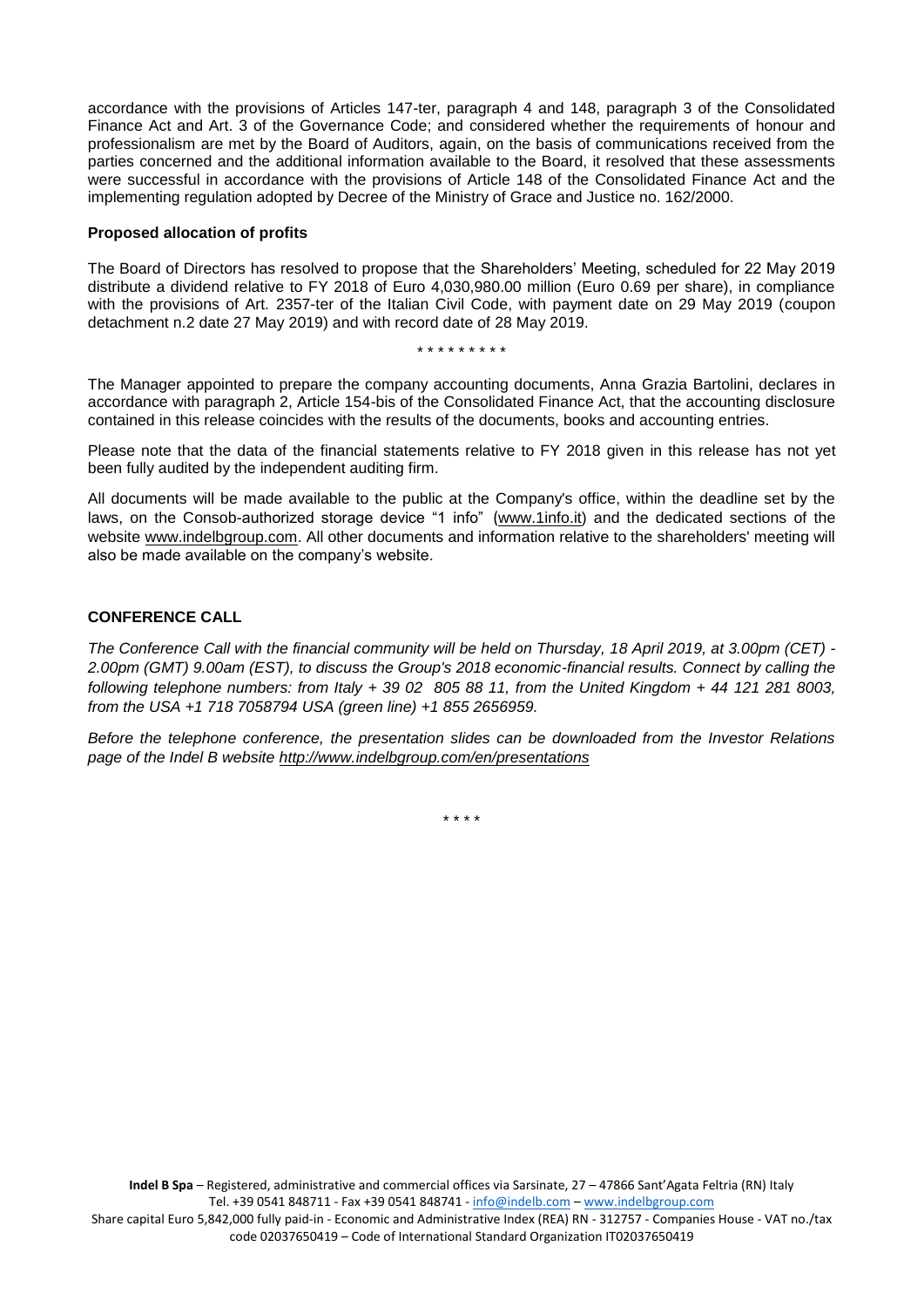accordance with the provisions of Articles 147-ter, paragraph 4 and 148, paragraph 3 of the Consolidated Finance Act and Art. 3 of the Governance Code; and considered whether the requirements of honour and professionalism are met by the Board of Auditors, again, on the basis of communications received from the parties concerned and the additional information available to the Board, it resolved that these assessments were successful in accordance with the provisions of Article 148 of the Consolidated Finance Act and the implementing regulation adopted by Decree of the Ministry of Grace and Justice no. 162/2000.

**Proposed allocation of profits**

The Board of Directors has resolved to propose that the Shareholders' Meeting, scheduled for 22 May 2019 distribute a dividend relative to FY 2018 of Euro 4,030,980.00 million (Euro 0.69 per share), in compliance with the provisions of Art. 2357-ter of the Italian Civil Code, with payment date on 29 May 2019 (coupon detachment n.2 date 27 May 2019) and with record date of 28 May 2019.

\* \* \* \* \* \* \* \* \*

The Manager appointed to prepare the company accounting documents, Anna Grazia Bartolini, declares in accordance with paragraph 2, Article 154-bis of the Consolidated Finance Act, that the accounting disclosure contained in this release coincides with the results of the documents, books and accounting entries.

Please note that the data of the financial statements relative to FY 2018 given in this release has not yet been fully audited by the independent auditing firm.

All documents will be made available to the public at the Company's office, within the deadline set by the laws, on the Consob-authorized storage device "1 info" (www.1info.it) and the dedicated sections of the website www.indelbgroup.com. All other documents and information relative to the shareholders' meeting will also be made available on the company's website.

**CONFERENCE CALL**

*The Conference Call with the financial community will be held on Thursday, 18 April 2019, at 3.00pm (CET) - 2.00pm (GMT) 9.00am (EST), to discuss the Group's 2018 economic-financial results. Connect by calling the following telephone numbers: from Italy + 39 02 805 88 11, from the United Kingdom + 44 121 281 8003, from the USA +1 718 7058794 USA (green line) +1 855 2656959.*

*Before the telephone conference, the presentation slides can be downloaded from the Investor Relations page of the Indel B website http://www.indelbgroup.com/en/presentations*

\* \* \* \*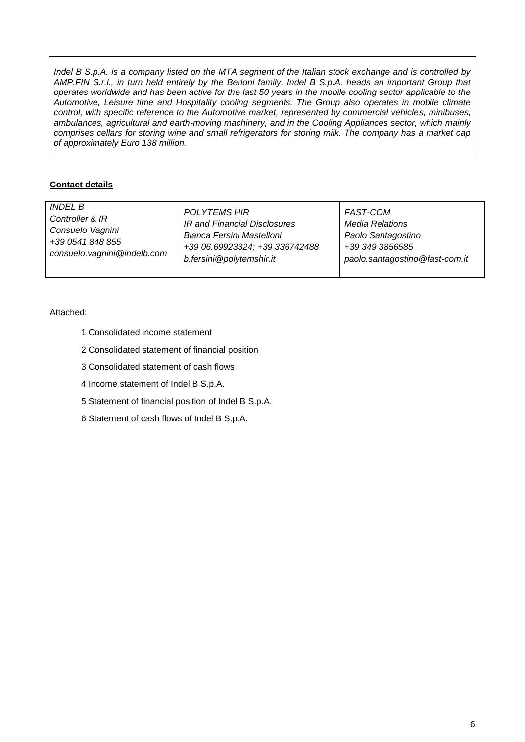*Indel B S.p.A. is a company listed on the MTA segment of the Italian stock exchange and is controlled by AMP.FIN S.r.l., in turn held entirely by the Berloni family. Indel B S.p.A. heads an important Group that operates worldwide and has been active for the last 50 years in the mobile cooling sector applicable to the Automotive, Leisure time and Hospitality cooling segments. The Group also operates in mobile climate control, with specific reference to the Automotive market, represented by commercial vehicles, minibuses, ambulances, agricultural and earth-moving machinery, and in the Cooling Appliances sector, which mainly comprises cellars for storing wine and small refrigerators for storing milk. The company has a market cap of approximately Euro 138 million.*

**Contact details**

| | | |
|---|---|---|
| *INDEL B*<br>*Controller & IR*<br>*Consuelo Vagnini*<br>*+39 0541 848 855*<br>*consuelo.vagnini@indelb.com* | *POLYTEMS HIR*<br>*IR and Financial Disclosures*<br>*Bianca Fersini Mastelloni*<br>*+39 06.69923324; +39 336742488*<br>*b.fersini@polytemshir.it* | *FAST-COM*<br>*Media Relations*<br>*Paolo Santagostino*<br>*+39 349 3856585*<br>*paolo.santagostino@fast-com.it* |

Attached:

1 Consolidated income statement

2 Consolidated statement of financial position

3 Consolidated statement of cash flows

4 Income statement of Indel B S.p.A.

5 Statement of financial position of Indel B S.p.A.

6 Statement of cash flows of Indel B S.p.A.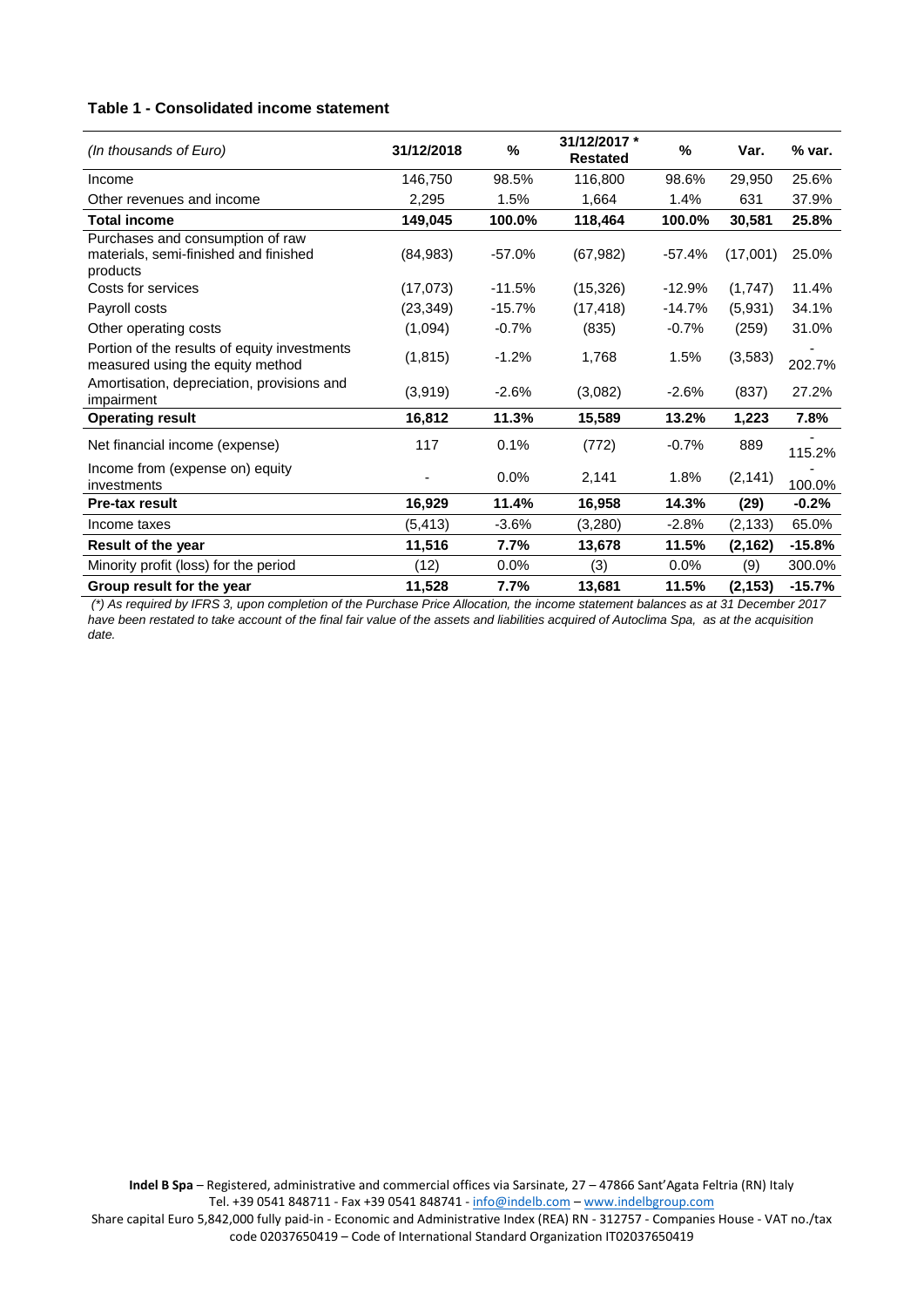**Table 1 - Consolidated income statement**

| *(In thousands of Euro)* | 31/12/2018 | % | 31/12/2017 * Restated | % | Var. | % var. |
|---|---|---|---|---|---|---|
| Income | 146,750 | 98.5% | 116,800 | 98.6% | 29,950 | 25.6% |
| Other revenues and income | 2,295 | 1.5% | 1,664 | 1.4% | 631 | 37.9% |
| **Total income** | **149,045** | **100.0%** | **118,464** | **100.0%** | **30,581** | **25.8%** |
| Purchases and consumption of raw materials, semi-finished and finished products | (84,983) | -57.0% | (67,982) | -57.4% | (17,001) | 25.0% |
| Costs for services | (17,073) | -11.5% | (15,326) | -12.9% | (1,747) | 11.4% |
| Payroll costs | (23,349) | -15.7% | (17,418) | -14.7% | (5,931) | 34.1% |
| Other operating costs | (1,094) | -0.7% | (835) | -0.7% | (259) | 31.0% |
| Portion of the results of equity investments measured using the equity method | (1,815) | -1.2% | 1,768 | 1.5% | (3,583) | -202.7% |
| Amortisation, depreciation, provisions and impairment | (3,919) | -2.6% | (3,082) | -2.6% | (837) | 27.2% |
| **Operating result** | **16,812** | **11.3%** | **15,589** | **13.2%** | **1,223** | **7.8%** |
| Net financial income (expense) | 117 | 0.1% | (772) | -0.7% | 889 | -115.2% |
| Income from (expense on) equity investments | - | 0.0% | 2,141 | 1.8% | (2,141) | -100.0% |
| **Pre-tax result** | **16,929** | **11.4%** | **16,958** | **14.3%** | **(29)** | **-0.2%** |
| Income taxes | (5,413) | -3.6% | (3,280) | -2.8% | (2,133) | 65.0% |
| **Result of the year** | **11,516** | **7.7%** | **13,678** | **11.5%** | **(2,162)** | **-15.8%** |
| Minority profit (loss) for the period | (12) | 0.0% | (3) | 0.0% | (9) | 300.0% |
| **Group result for the year** | **11,528** | **7.7%** | **13,681** | **11.5%** | **(2,153)** | **-15.7%** |

*(\*) As required by IFRS 3, upon completion of the Purchase Price Allocation, the income statement balances as at 31 December 2017 have been restated to take account of the final fair value of the assets and liabilities acquired of Autoclima Spa, as at the acquisition date.*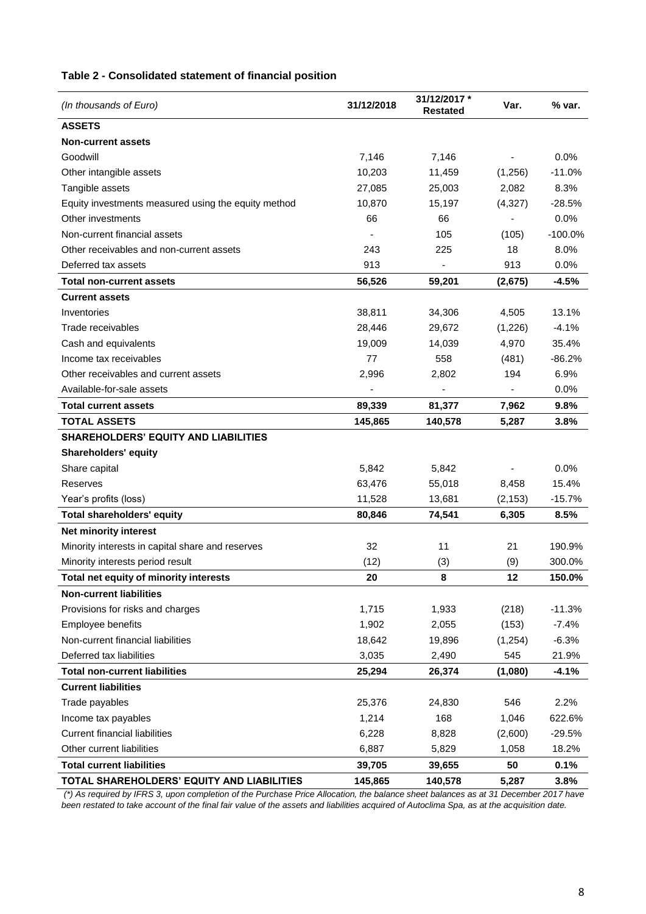**Table 2 - Consolidated statement of financial position**

| *(In thousands of Euro)* | 31/12/2018 | 31/12/2017 * Restated | Var. | % var. |
|---|---|---|---|---|
| **ASSETS** | | | | |
| **Non-current assets** | | | | |
| Goodwill | 7,146 | 7,146 | - | 0.0% |
| Other intangible assets | 10,203 | 11,459 | (1,256) | -11.0% |
| Tangible assets | 27,085 | 25,003 | 2,082 | 8.3% |
| Equity investments measured using the equity method | 10,870 | 15,197 | (4,327) | -28.5% |
| Other investments | 66 | 66 | - | 0.0% |
| Non-current financial assets | - | 105 | (105) | -100.0% |
| Other receivables and non-current assets | 243 | 225 | 18 | 8.0% |
| Deferred tax assets | 913 | - | 913 | 0.0% |
| **Total non-current assets** | **56,526** | **59,201** | **(2,675)** | **-4.5%** |
| **Current assets** | | | | |
| Inventories | 38,811 | 34,306 | 4,505 | 13.1% |
| Trade receivables | 28,446 | 29,672 | (1,226) | -4.1% |
| Cash and equivalents | 19,009 | 14,039 | 4,970 | 35.4% |
| Income tax receivables | 77 | 558 | (481) | -86.2% |
| Other receivables and current assets | 2,996 | 2,802 | 194 | 6.9% |
| Available-for-sale assets | - | - | - | 0.0% |
| **Total current assets** | **89,339** | **81,377** | **7,962** | **9.8%** |
| **TOTAL ASSETS** | **145,865** | **140,578** | **5,287** | **3.8%** |
| **SHAREHOLDERS' EQUITY AND LIABILITIES** | | | | |
| **Shareholders' equity** | | | | |
| Share capital | 5,842 | 5,842 | - | 0.0% |
| Reserves | 63,476 | 55,018 | 8,458 | 15.4% |
| Year's profits (loss) | 11,528 | 13,681 | (2,153) | -15.7% |
| **Total shareholders' equity** | **80,846** | **74,541** | **6,305** | **8.5%** |
| **Net minority interest** | | | | |
| Minority interests in capital share and reserves | 32 | 11 | 21 | 190.9% |
| Minority interests period result | (12) | (3) | (9) | 300.0% |
| **Total net equity of minority interests** | **20** | **8** | **12** | **150.0%** |
| **Non-current liabilities** | | | | |
| Provisions for risks and charges | 1,715 | 1,933 | (218) | -11.3% |
| Employee benefits | 1,902 | 2,055 | (153) | -7.4% |
| Non-current financial liabilities | 18,642 | 19,896 | (1,254) | -6.3% |
| Deferred tax liabilities | 3,035 | 2,490 | 545 | 21.9% |
| **Total non-current liabilities** | **25,294** | **26,374** | **(1,080)** | **-4.1%** |
| **Current liabilities** | | | | |
| Trade payables | 25,376 | 24,830 | 546 | 2.2% |
| Income tax payables | 1,214 | 168 | 1,046 | 622.6% |
| Current financial liabilities | 6,228 | 8,828 | (2,600) | -29.5% |
| Other current liabilities | 6,887 | 5,829 | 1,058 | 18.2% |
| **Total current liabilities** | **39,705** | **39,655** | **50** | **0.1%** |
| **TOTAL SHAREHOLDERS' EQUITY AND LIABILITIES** | **145,865** | **140,578** | **5,287** | **3.8%** |

*(\*) As required by IFRS 3, upon completion of the Purchase Price Allocation, the balance sheet balances as at 31 December 2017 have been restated to take account of the final fair value of the assets and liabilities acquired of Autoclima Spa, as at the acquisition date.*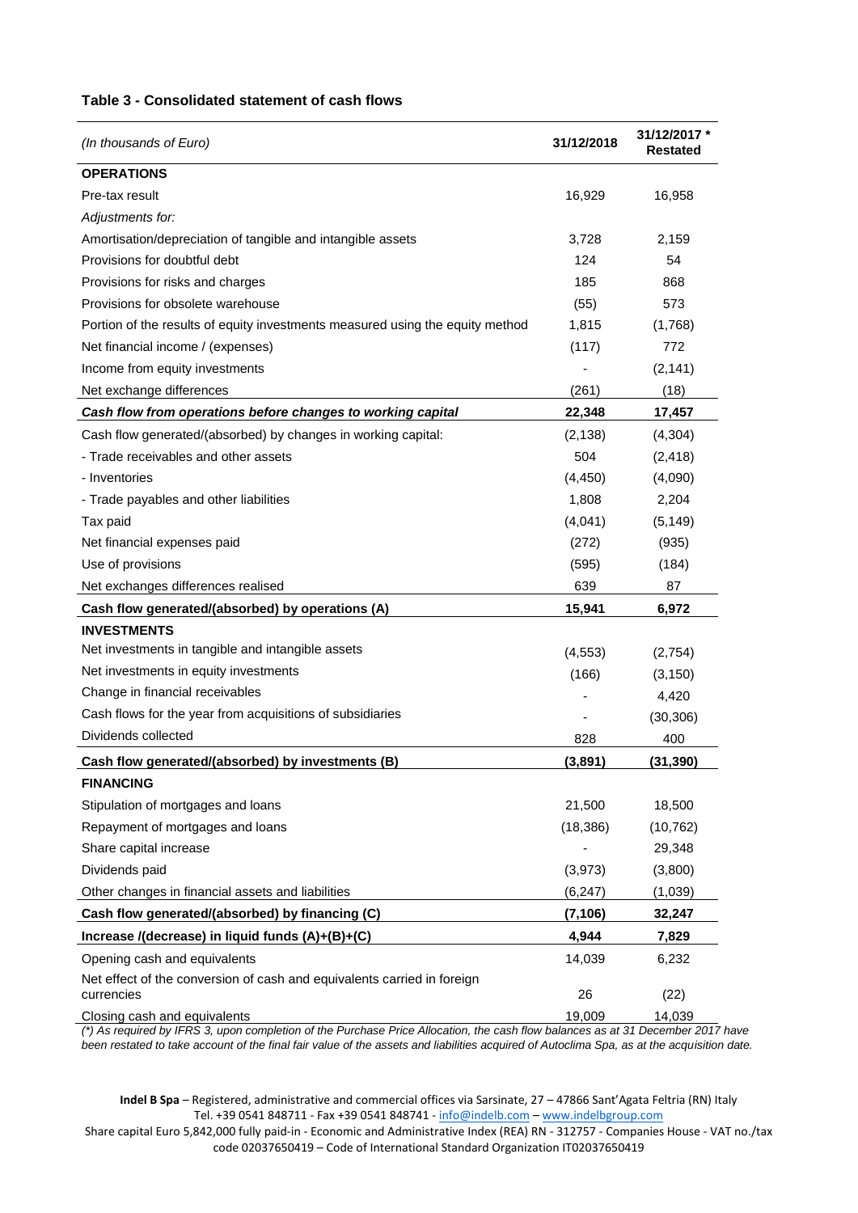**Table 3 - Consolidated statement of cash flows**

| *(In thousands of Euro)* | 31/12/2018 | 31/12/2017 * Restated |
|---|---|---|
| **OPERATIONS** | | |
| Pre-tax result | 16,929 | 16,958 |
| *Adjustments for:* | | |
| Amortisation/depreciation of tangible and intangible assets | 3,728 | 2,159 |
| Provisions for doubtful debt | 124 | 54 |
| Provisions for risks and charges | 185 | 868 |
| Provisions for obsolete warehouse | (55) | 573 |
| Portion of the results of equity investments measured using the equity method | 1,815 | (1,768) |
| Net financial income / (expenses) | (117) | 772 |
| Income from equity investments | - | (2,141) |
| Net exchange differences | (261) | (18) |
| ***Cash flow from operations before changes to working capital*** | **22,348** | **17,457** |
| Cash flow generated/(absorbed) by changes in working capital: | (2,138) | (4,304) |
| - Trade receivables and other assets | 504 | (2,418) |
| - Inventories | (4,450) | (4,090) |
| - Trade payables and other liabilities | 1,808 | 2,204 |
| Tax paid | (4,041) | (5,149) |
| Net financial expenses paid | (272) | (935) |
| Use of provisions | (595) | (184) |
| Net exchanges differences realised | 639 | 87 |
| **Cash flow generated/(absorbed) by operations (A)** | **15,941** | **6,972** |
| **INVESTMENTS** | | |
| Net investments in tangible and intangible assets | (4,553) | (2,754) |
| Net investments in equity investments | (166) | (3,150) |
| Change in financial receivables | - | 4,420 |
| Cash flows for the year from acquisitions of subsidiaries | - | (30,306) |
| Dividends collected | 828 | 400 |
| **Cash flow generated/(absorbed) by investments (B)** | **(3,891)** | **(31,390)** |
| **FINANCING** | | |
| Stipulation of mortgages and loans | 21,500 | 18,500 |
| Repayment of mortgages and loans | (18,386) | (10,762) |
| Share capital increase | - | 29,348 |
| Dividends paid | (3,973) | (3,800) |
| Other changes in financial assets and liabilities | (6,247) | (1,039) |
| **Cash flow generated/(absorbed) by financing (C)** | **(7,106)** | **32,247** |
| **Increase /(decrease) in liquid funds (A)+(B)+(C)** | **4,944** | **7,829** |
| Opening cash and equivalents | 14,039 | 6,232 |
| Net effect of the conversion of cash and equivalents carried in foreign currencies | 26 | (22) |
| Closing cash and equivalents | 19,009 | 14,039 |

*(\*) As required by IFRS 3, upon completion of the Purchase Price Allocation, the cash flow balances as at 31 December 2017 have been restated to take account of the final fair value of the assets and liabilities acquired of Autoclima Spa, as at the acquisition date.*

**Indel B Spa** – Registered, administrative and commercial offices via Sarsinate, 27 – 47866 Sant'Agata Feltria (RN) Italy Tel. +39 0541 848711 - Fax +39 0541 848741 - info@indelb.com – www.indelbgroup.com
Share capital Euro 5,842,000 fully paid-in - Economic and Administrative Index (REA) RN - 312757 - Companies House - VAT no./tax code 02037650419 – Code of International Standard Organization IT02037650419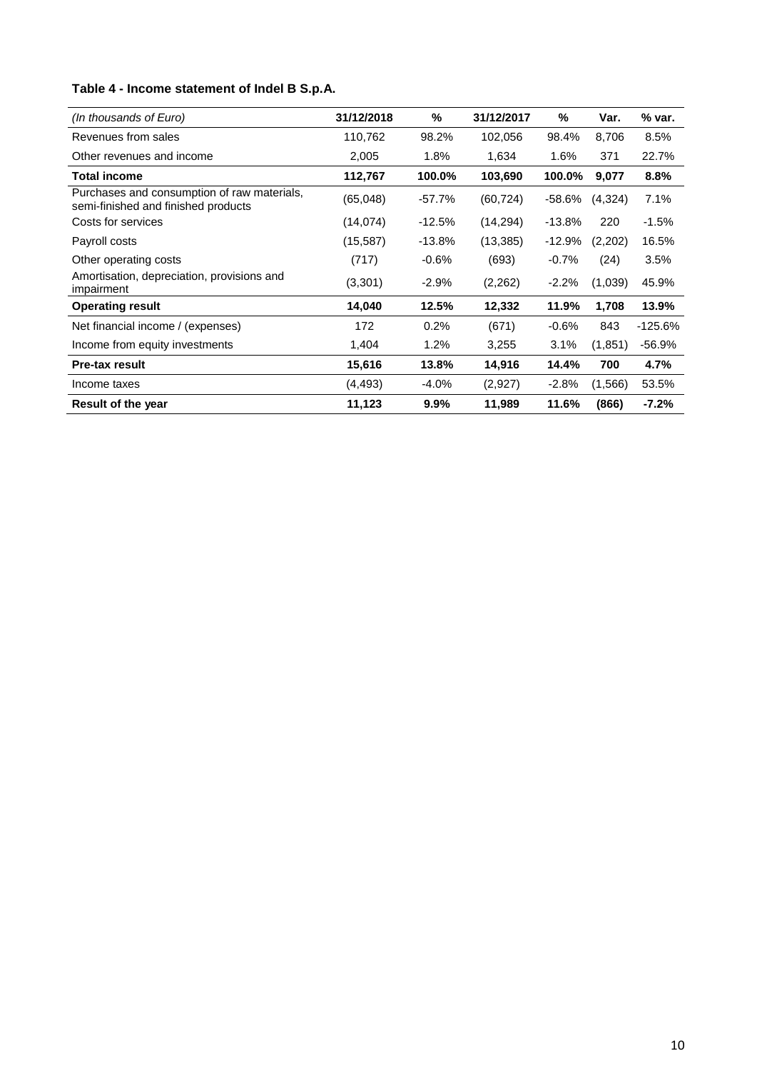**Table 4 - Income statement of Indel B S.p.A.**

| *(In thousands of Euro)* | **31/12/2018** | **%** | **31/12/2017** | **%** | **Var.** | **% var.** |
|---|---|---|---|---|---|---|
| Revenues from sales | 110,762 | 98.2% | 102,056 | 98.4% | 8,706 | 8.5% |
| Other revenues and income | 2,005 | 1.8% | 1,634 | 1.6% | 371 | 22.7% |
| **Total income** | **112,767** | **100.0%** | **103,690** | **100.0%** | **9,077** | **8.8%** |
| Purchases and consumption of raw materials, semi-finished and finished products | (65,048) | -57.7% | (60,724) | -58.6% | (4,324) | 7.1% |
| Costs for services | (14,074) | -12.5% | (14,294) | -13.8% | 220 | -1.5% |
| Payroll costs | (15,587) | -13.8% | (13,385) | -12.9% | (2,202) | 16.5% |
| Other operating costs | (717) | -0.6% | (693) | -0.7% | (24) | 3.5% |
| Amortisation, depreciation, provisions and impairment | (3,301) | -2.9% | (2,262) | -2.2% | (1,039) | 45.9% |
| **Operating result** | **14,040** | **12.5%** | **12,332** | **11.9%** | **1,708** | **13.9%** |
| Net financial income / (expenses) | 172 | 0.2% | (671) | -0.6% | 843 | -125.6% |
| Income from equity investments | 1,404 | 1.2% | 3,255 | 3.1% | (1,851) | -56.9% |
| **Pre-tax result** | **15,616** | **13.8%** | **14,916** | **14.4%** | **700** | **4.7%** |
| Income taxes | (4,493) | -4.0% | (2,927) | -2.8% | (1,566) | 53.5% |
| **Result of the year** | **11,123** | **9.9%** | **11,989** | **11.6%** | **(866)** | **-7.2%** |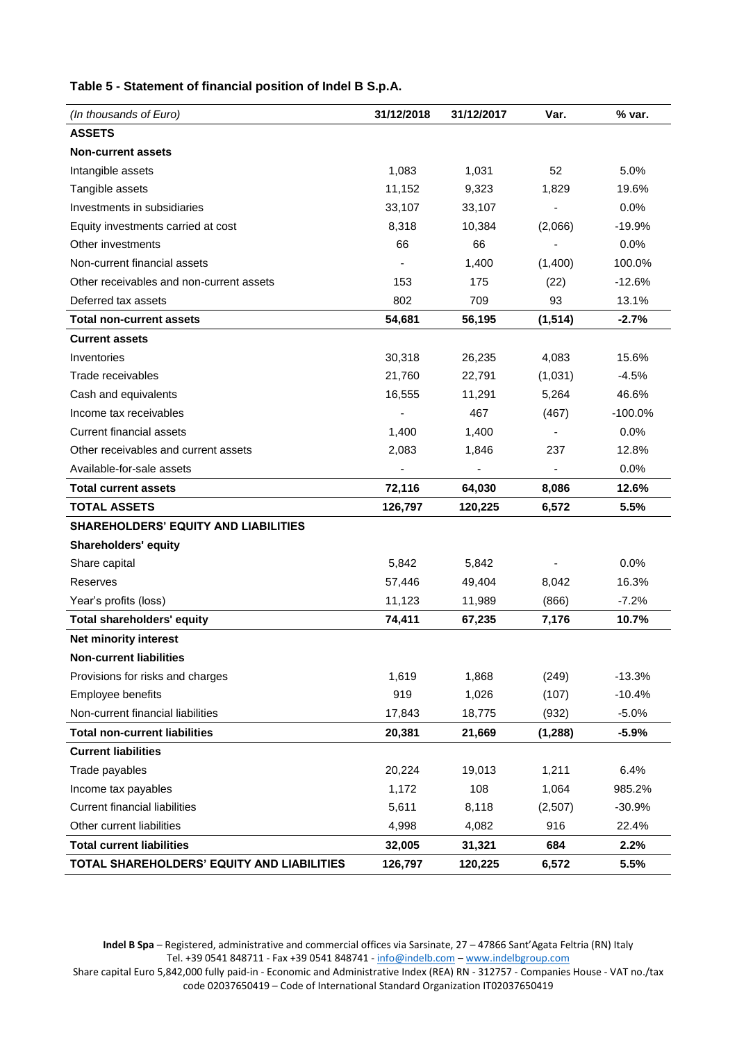**Table 5 - Statement of financial position of Indel B S.p.A.**

| *(In thousands of Euro)* | 31/12/2018 | 31/12/2017 | Var. | % var. |
|---|---|---|---|---|
| **ASSETS** | | | | |
| **Non-current assets** | | | | |
| Intangible assets | 1,083 | 1,031 | 52 | 5.0% |
| Tangible assets | 11,152 | 9,323 | 1,829 | 19.6% |
| Investments in subsidiaries | 33,107 | 33,107 | - | 0.0% |
| Equity investments carried at cost | 8,318 | 10,384 | (2,066) | -19.9% |
| Other investments | 66 | 66 | - | 0.0% |
| Non-current financial assets | - | 1,400 | (1,400) | 100.0% |
| Other receivables and non-current assets | 153 | 175 | (22) | -12.6% |
| Deferred tax assets | 802 | 709 | 93 | 13.1% |
| **Total non-current assets** | **54,681** | **56,195** | **(1,514)** | **-2.7%** |
| **Current assets** | | | | |
| Inventories | 30,318 | 26,235 | 4,083 | 15.6% |
| Trade receivables | 21,760 | 22,791 | (1,031) | -4.5% |
| Cash and equivalents | 16,555 | 11,291 | 5,264 | 46.6% |
| Income tax receivables | - | 467 | (467) | -100.0% |
| Current financial assets | 1,400 | 1,400 | - | 0.0% |
| Other receivables and current assets | 2,083 | 1,846 | 237 | 12.8% |
| Available-for-sale assets | - | - | - | 0.0% |
| **Total current assets** | **72,116** | **64,030** | **8,086** | **12.6%** |
| **TOTAL ASSETS** | **126,797** | **120,225** | **6,572** | **5.5%** |
| **SHAREHOLDERS' EQUITY AND LIABILITIES** | | | | |
| **Shareholders' equity** | | | | |
| Share capital | 5,842 | 5,842 | - | 0.0% |
| Reserves | 57,446 | 49,404 | 8,042 | 16.3% |
| Year's profits (loss) | 11,123 | 11,989 | (866) | -7.2% |
| **Total shareholders' equity** | **74,411** | **67,235** | **7,176** | **10.7%** |
| **Net minority interest** | | | | |
| **Non-current liabilities** | | | | |
| Provisions for risks and charges | 1,619 | 1,868 | (249) | -13.3% |
| Employee benefits | 919 | 1,026 | (107) | -10.4% |
| Non-current financial liabilities | 17,843 | 18,775 | (932) | -5.0% |
| **Total non-current liabilities** | **20,381** | **21,669** | **(1,288)** | **-5.9%** |
| **Current liabilities** | | | | |
| Trade payables | 20,224 | 19,013 | 1,211 | 6.4% |
| Income tax payables | 1,172 | 108 | 1,064 | 985.2% |
| Current financial liabilities | 5,611 | 8,118 | (2,507) | -30.9% |
| Other current liabilities | 4,998 | 4,082 | 916 | 22.4% |
| **Total current liabilities** | **32,005** | **31,321** | **684** | **2.2%** |
| **TOTAL SHAREHOLDERS' EQUITY AND LIABILITIES** | **126,797** | **120,225** | **6,572** | **5.5%** |

**Indel B Spa** – Registered, administrative and commercial offices via Sarsinate, 27 – 47866 Sant'Agata Feltria (RN) Italy
Tel. +39 0541 848711 - Fax +39 0541 848741 - info@indelb.com – www.indelbgroup.com
Share capital Euro 5,842,000 fully paid-in - Economic and Administrative Index (REA) RN - 312757 - Companies House - VAT no./tax code 02037650419 – Code of International Standard Organization IT02037650419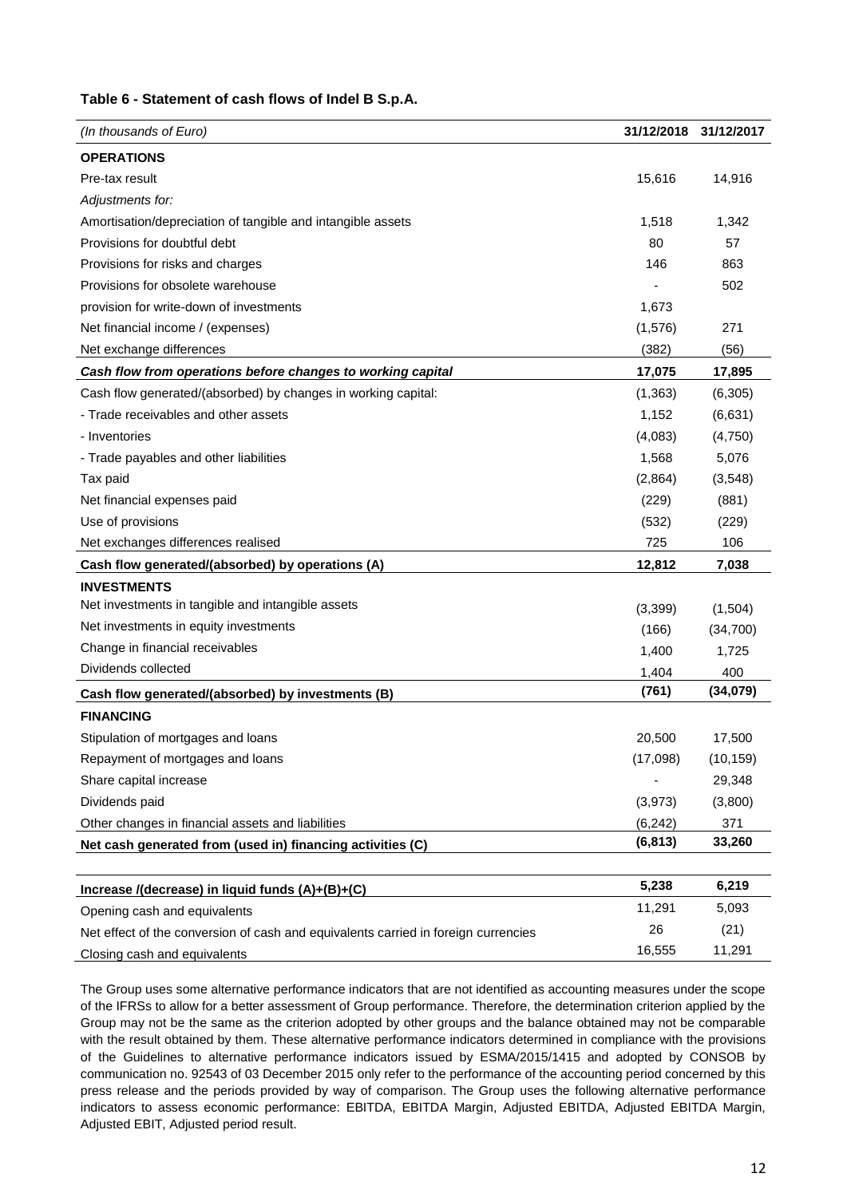**Table 6 - Statement of cash flows of Indel B S.p.A.**

| *(In thousands of Euro)* | **31/12/2018** | **31/12/2017** |
|---|---|---|
| **OPERATIONS** | | |
| Pre-tax result | 15,616 | 14,916 |
| *Adjustments for:* | | |
| Amortisation/depreciation of tangible and intangible assets | 1,518 | 1,342 |
| Provisions for doubtful debt | 80 | 57 |
| Provisions for risks and charges | 146 | 863 |
| Provisions for obsolete warehouse | - | 502 |
| provision for write-down of investments | 1,673 | |
| Net financial income / (expenses) | (1,576) | 271 |
| Net exchange differences | (382) | (56) |
| ***Cash flow from operations before changes to working capital*** | **17,075** | **17,895** |
| Cash flow generated/(absorbed) by changes in working capital: | (1,363) | (6,305) |
| - Trade receivables and other assets | 1,152 | (6,631) |
| - Inventories | (4,083) | (4,750) |
| - Trade payables and other liabilities | 1,568 | 5,076 |
| Tax paid | (2,864) | (3,548) |
| Net financial expenses paid | (229) | (881) |
| Use of provisions | (532) | (229) |
| Net exchanges differences realised | 725 | 106 |
| **Cash flow generated/(absorbed) by operations (A)** | **12,812** | **7,038** |
| **INVESTMENTS** | | |
| Net investments in tangible and intangible assets | (3,399) | (1,504) |
| Net investments in equity investments | (166) | (34,700) |
| Change in financial receivables | 1,400 | 1,725 |
| Dividends collected | 1,404 | 400 |
| **Cash flow generated/(absorbed) by investments (B)** | **(761)** | **(34,079)** |
| **FINANCING** | | |
| Stipulation of mortgages and loans | 20,500 | 17,500 |
| Repayment of mortgages and loans | (17,098) | (10,159) |
| Share capital increase | - | 29,348 |
| Dividends paid | (3,973) | (3,800) |
| Other changes in financial assets and liabilities | (6,242) | 371 |
| **Net cash generated from (used in) financing activities (C)** | **(6,813)** | **33,260** |
| | | |
| **Increase /(decrease) in liquid funds (A)+(B)+(C)** | **5,238** | **6,219** |
| Opening cash and equivalents | 11,291 | 5,093 |
| Net effect of the conversion of cash and equivalents carried in foreign currencies | 26 | (21) |
| Closing cash and equivalents | 16,555 | 11,291 |

The Group uses some alternative performance indicators that are not identified as accounting measures under the scope of the IFRSs to allow for a better assessment of Group performance. Therefore, the determination criterion applied by the Group may not be the same as the criterion adopted by other groups and the balance obtained may not be comparable with the result obtained by them. These alternative performance indicators determined in compliance with the provisions of the Guidelines to alternative performance indicators issued by ESMA/2015/1415 and adopted by CONSOB by communication no. 92543 of 03 December 2015 only refer to the performance of the accounting period concerned by this press release and the periods provided by way of comparison. The Group uses the following alternative performance indicators to assess economic performance: EBITDA, EBITDA Margin, Adjusted EBITDA, Adjusted EBITDA Margin, Adjusted EBIT, Adjusted period result.